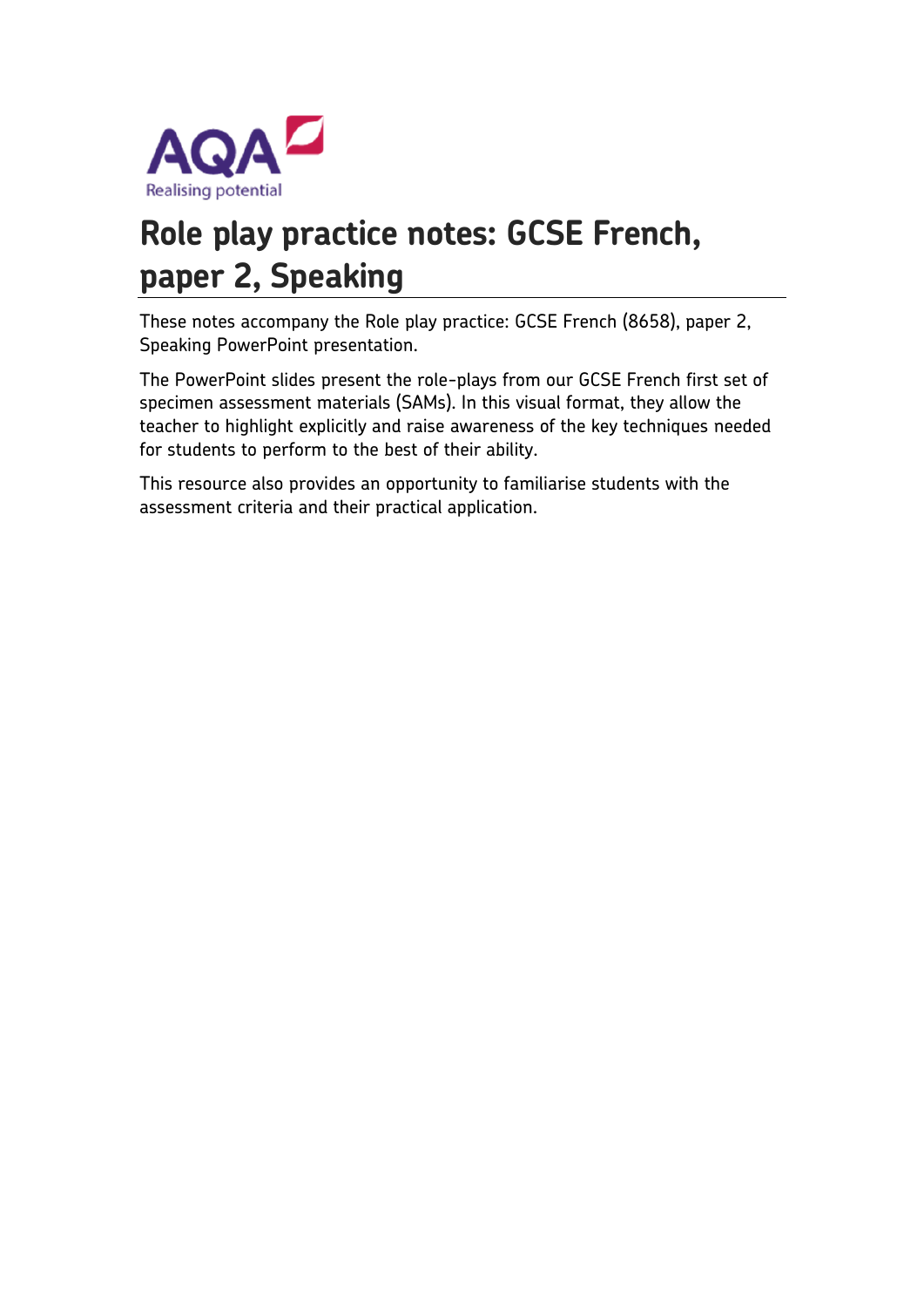# Role play practice notes: GCSE French, paper 2, Speaking

These notes accompany the Role play practice: GCSE French (8658), paper 2, Speaking PowerPoint presentation.

The PowerPoint slides present the role-plays from our GCSE French first set of specimen assessment materials (SAMs). In this visual format, they allow the teacher to highlight explicitly and raise awareness of the key techniques needed for students to perform to the best of their ability.

This resource also provides an opportunity to familiarise students with the assessment criteria and their practical application.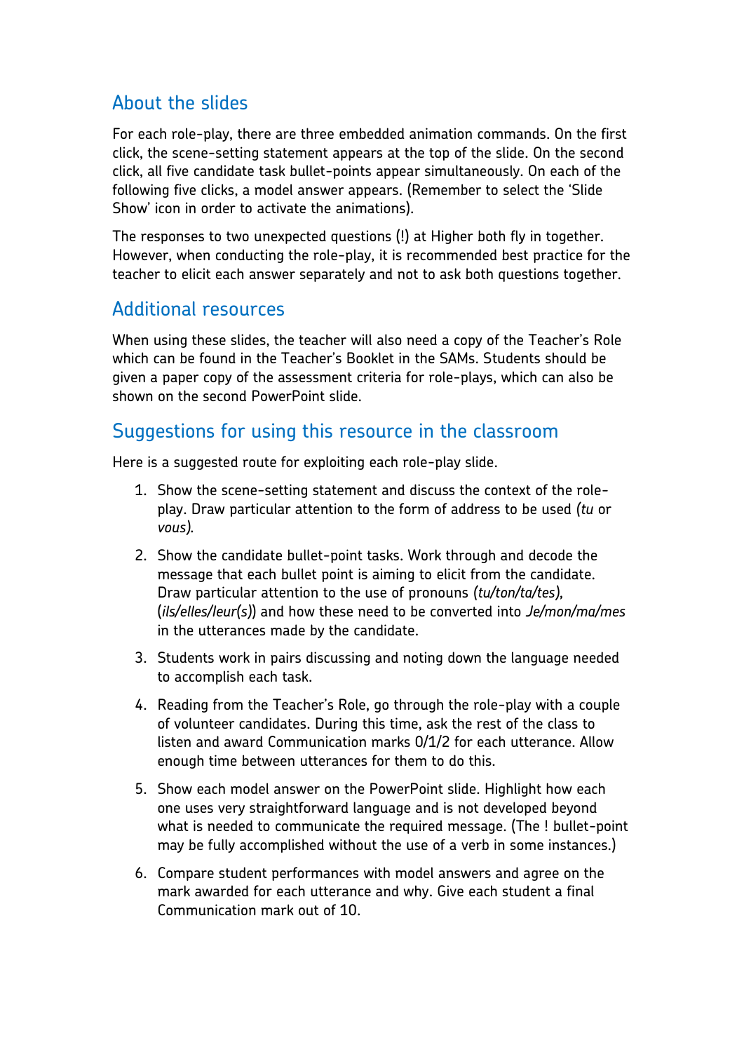## About the slides

For each role-play, there are three embedded animation commands. On the first click, the scene-setting statement appears at the top of the slide. On the second click, all five candidate task bullet-points appear simultaneously. On each of the following five clicks, a model answer appears. (Remember to select the 'Slide Show' icon in order to activate the animations).

The responses to two unexpected questions (!) at Higher both fly in together. However, when conducting the role-play, it is recommended best practice for the teacher to elicit each answer separately and not to ask both questions together.

## Additional resources

When using these slides, the teacher will also need a copy of the Teacher's Role which can be found in the Teacher's Booklet in the SAMs. Students should be given a paper copy of the assessment criteria for role-plays, which can also be shown on the second PowerPoint slide.

## Suggestions for using this resource in the classroom

Here is a suggested route for exploiting each role-play slide.

1. Show the scene-setting statement and discuss the context of the role-play. Draw particular attention to the form of address to be used *(tu* or *vous)*.
2. Show the candidate bullet-point tasks. Work through and decode the message that each bullet point is aiming to elicit from the candidate. Draw particular attention to the use of pronouns *(tu/ton/ta/tes)*, (*ils/elles/leur(s)*) and how these need to be converted into *Je/mon/ma/mes* in the utterances made by the candidate.
3. Students work in pairs discussing and noting down the language needed to accomplish each task.
4. Reading from the Teacher's Role, go through the role-play with a couple of volunteer candidates. During this time, ask the rest of the class to listen and award Communication marks 0/1/2 for each utterance. Allow enough time between utterances for them to do this.
5. Show each model answer on the PowerPoint slide. Highlight how each one uses very straightforward language and is not developed beyond what is needed to communicate the required message. (The ! bullet-point may be fully accomplished without the use of a verb in some instances.)
6. Compare student performances with model answers and agree on the mark awarded for each utterance and why. Give each student a final Communication mark out of 10.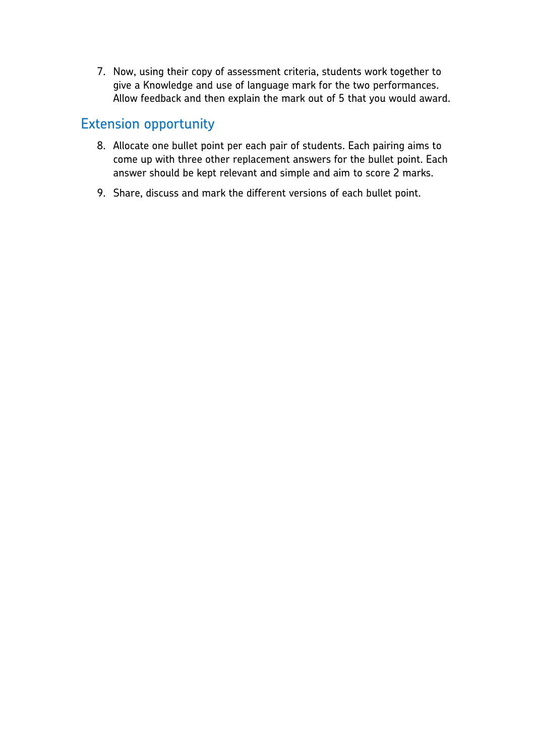7. Now, using their copy of assessment criteria, students work together to give a Knowledge and use of language mark for the two performances. Allow feedback and then explain the mark out of 5 that you would award.

## Extension opportunity

8. Allocate one bullet point per each pair of students. Each pairing aims to come up with three other replacement answers for the bullet point. Each answer should be kept relevant and simple and aim to score 2 marks.

9. Share, discuss and mark the different versions of each bullet point.